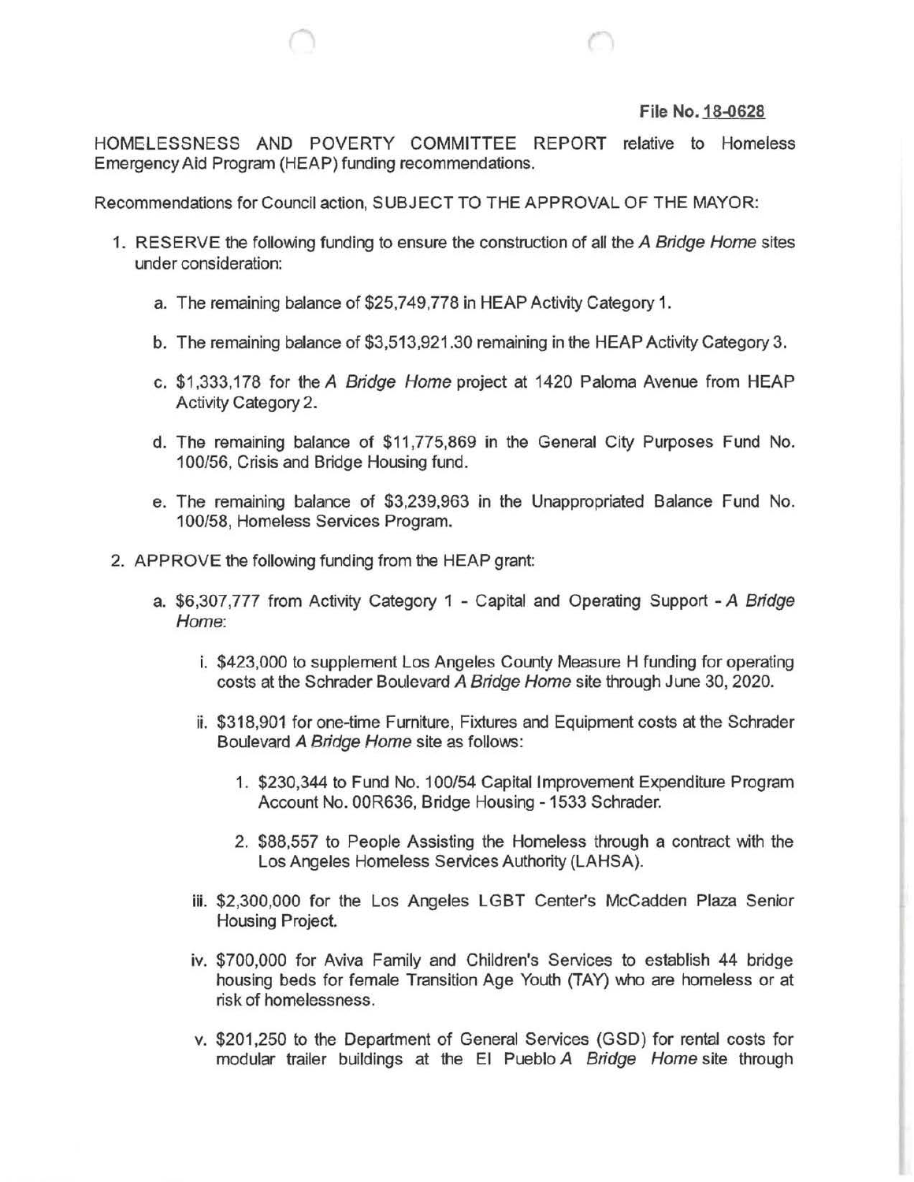**File No. 18-0628**

HOMELESSNESS AND POVERTY COMMITTEE REPORT relative to Homeless Emergency Aid Program (HEAP) funding recommendations.

Recommendations for Council action, SUBJECT TO THE APPROVAL OF THE MAYOR:

1. RESERVE the following funding to ensure the construction of all the *A Bridge Home* sites under consideration:

   a. The remaining balance of $25,749,778 in HEAP Activity Category 1.

   b. The remaining balance of $3,513,921.30 remaining in the HEAP Activity Category 3.

   c. $1,333,178 for the *A Bridge Home* project at 1420 Paloma Avenue from HEAP Activity Category 2.

   d. The remaining balance of $11,775,869 in the General City Purposes Fund No. 100/56, Crisis and Bridge Housing fund.

   e. The remaining balance of $3,239,963 in the Unappropriated Balance Fund No. 100/58, Homeless Services Program.

2. APPROVE the following funding from the HEAP grant:

   a. $6,307,777 from Activity Category 1 - Capital and Operating Support - *A Bridge Home*:

      i. $423,000 to supplement Los Angeles County Measure H funding for operating costs at the Schrader Boulevard *A Bridge Home* site through June 30, 2020.

      ii. $318,901 for one-time Furniture, Fixtures and Equipment costs at the Schrader Boulevard *A Bridge Home* site as follows:

         1. $230,344 to Fund No. 100/54 Capital Improvement Expenditure Program Account No. 00R636, Bridge Housing - 1533 Schrader.

         2. $88,557 to People Assisting the Homeless through a contract with the Los Angeles Homeless Services Authority (LAHSA).

      iii. $2,300,000 for the Los Angeles LGBT Center's McCadden Plaza Senior Housing Project.

      iv. $700,000 for Aviva Family and Children's Services to establish 44 bridge housing beds for female Transition Age Youth (TAY) who are homeless or at risk of homelessness.

      v. $201,250 to the Department of General Services (GSD) for rental costs for modular trailer buildings at the El Pueblo *A Bridge Home* site through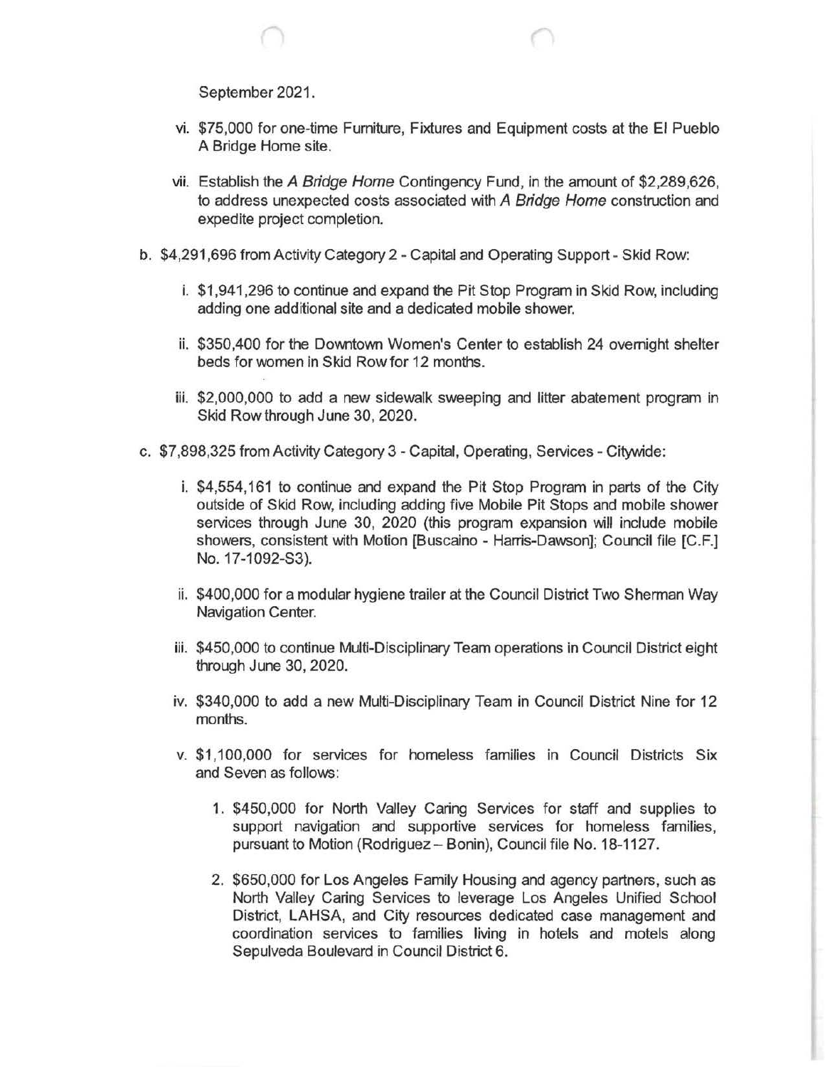September 2021.

vi. $75,000 for one-time Furniture, Fixtures and Equipment costs at the El Pueblo A Bridge Home site.

vii. Establish the *A Bridge Home* Contingency Fund, in the amount of $2,289,626, to address unexpected costs associated with *A Bridge Home* construction and expedite project completion.

b. $4,291,696 from Activity Category 2 - Capital and Operating Support - Skid Row:

   i. $1,941,296 to continue and expand the Pit Stop Program in Skid Row, including adding one additional site and a dedicated mobile shower.

   ii. $350,400 for the Downtown Women's Center to establish 24 overnight shelter beds for women in Skid Row for 12 months.

   iii. $2,000,000 to add a new sidewalk sweeping and litter abatement program in Skid Row through June 30, 2020.

c. $7,898,325 from Activity Category 3 - Capital, Operating, Services - Citywide:

   i. $4,554,161 to continue and expand the Pit Stop Program in parts of the City outside of Skid Row, including adding five Mobile Pit Stops and mobile shower services through June 30, 2020 (this program expansion will include mobile showers, consistent with Motion [Buscaino - Harris-Dawson]; Council file [C.F.] No. 17-1092-S3).

   ii. $400,000 for a modular hygiene trailer at the Council District Two Sherman Way Navigation Center.

   iii. $450,000 to continue Multi-Disciplinary Team operations in Council District eight through June 30, 2020.

   iv. $340,000 to add a new Multi-Disciplinary Team in Council District Nine for 12 months.

   v. $1,100,000 for services for homeless families in Council Districts Six and Seven as follows:

      1. $450,000 for North Valley Caring Services for staff and supplies to support navigation and supportive services for homeless families, pursuant to Motion (Rodriguez – Bonin), Council file No. 18-1127.

      2. $650,000 for Los Angeles Family Housing and agency partners, such as North Valley Caring Services to leverage Los Angeles Unified School District, LAHSA, and City resources dedicated case management and coordination services to families living in hotels and motels along Sepulveda Boulevard in Council District 6.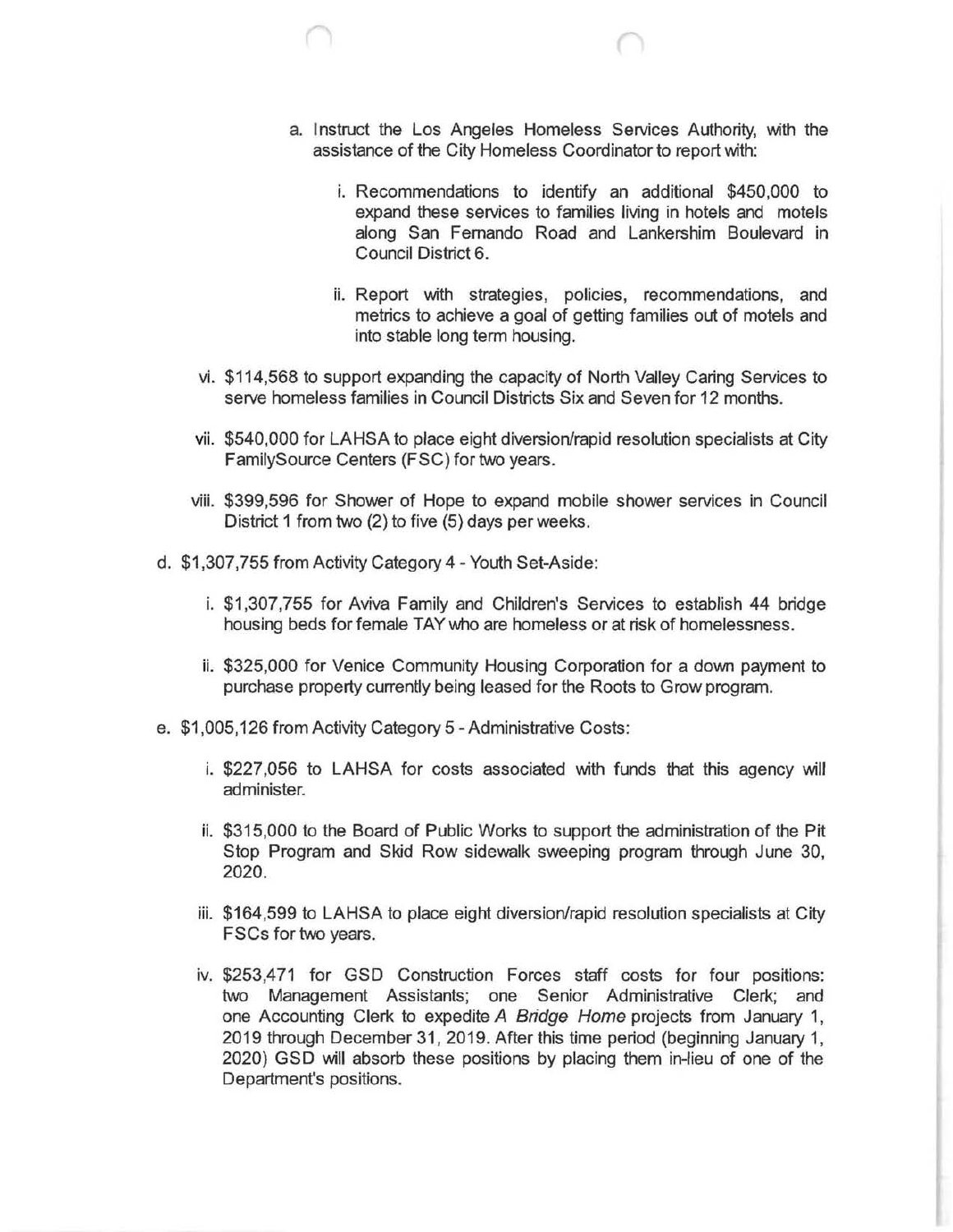a. Instruct the Los Angeles Homeless Services Authority, with the assistance of the City Homeless Coordinator to report with:

   i. Recommendations to identify an additional $450,000 to expand these services to families living in hotels and motels along San Fernando Road and Lankershim Boulevard in Council District 6.

   ii. Report with strategies, policies, recommendations, and metrics to achieve a goal of getting families out of motels and into stable long term housing.

vi. $114,568 to support expanding the capacity of North Valley Caring Services to serve homeless families in Council Districts Six and Seven for 12 months.

vii. $540,000 for LAHSA to place eight diversion/rapid resolution specialists at City FamilySource Centers (FSC) for two years.

viii. $399,596 for Shower of Hope to expand mobile shower services in Council District 1 from two (2) to five (5) days per weeks.

d. $1,307,755 from Activity Category 4 - Youth Set-Aside:

   i. $1,307,755 for Aviva Family and Children's Services to establish 44 bridge housing beds for female TAY who are homeless or at risk of homelessness.

   ii. $325,000 for Venice Community Housing Corporation for a down payment to purchase property currently being leased for the Roots to Grow program.

e. $1,005,126 from Activity Category 5 - Administrative Costs:

   i. $227,056 to LAHSA for costs associated with funds that this agency will administer.

   ii. $315,000 to the Board of Public Works to support the administration of the Pit Stop Program and Skid Row sidewalk sweeping program through June 30, 2020.

   iii. $164,599 to LAHSA to place eight diversion/rapid resolution specialists at City FSCs for two years.

   iv. $253,471 for GSD Construction Forces staff costs for four positions: two Management Assistants; one Senior Administrative Clerk; and one Accounting Clerk to expedite *A Bridge Home* projects from January 1, 2019 through December 31, 2019. After this time period (beginning January 1, 2020) GSD will absorb these positions by placing them in-lieu of one of the Department's positions.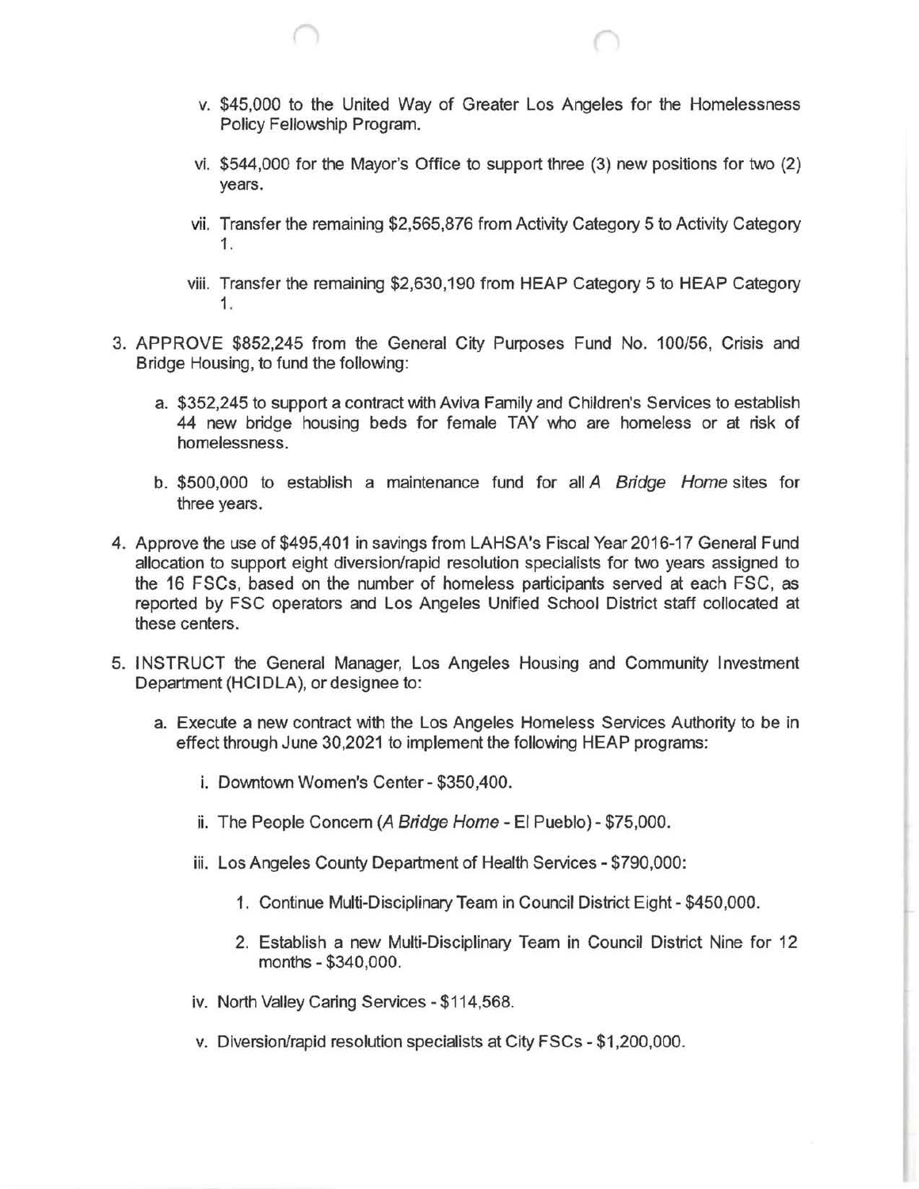v. $45,000 to the United Way of Greater Los Angeles for the Homelessness Policy Fellowship Program.

vi. $544,000 for the Mayor's Office to support three (3) new positions for two (2) years.

vii. Transfer the remaining $2,565,876 from Activity Category 5 to Activity Category 1.

viii. Transfer the remaining $2,630,190 from HEAP Category 5 to HEAP Category 1.

3. APPROVE $852,245 from the General City Purposes Fund No. 100/56, Crisis and Bridge Housing, to fund the following:

   a. $352,245 to support a contract with Aviva Family and Children's Services to establish 44 new bridge housing beds for female TAY who are homeless or at risk of homelessness.

   b. $500,000 to establish a maintenance fund for all *A Bridge Home* sites for three years.

4. Approve the use of $495,401 in savings from LAHSA's Fiscal Year 2016-17 General Fund allocation to support eight diversion/rapid resolution specialists for two years assigned to the 16 FSCs, based on the number of homeless participants served at each FSC, as reported by FSC operators and Los Angeles Unified School District staff collocated at these centers.

5. INSTRUCT the General Manager, Los Angeles Housing and Community Investment Department (HCIDLA), or designee to:

   a. Execute a new contract with the Los Angeles Homeless Services Authority to be in effect through June 30,2021 to implement the following HEAP programs:

      i. Downtown Women's Center - $350,400.

      ii. The People Concern (*A Bridge Home* - El Pueblo) - $75,000.

      iii. Los Angeles County Department of Health Services - $790,000:

         1. Continue Multi-Disciplinary Team in Council District Eight - $450,000.

         2. Establish a new Multi-Disciplinary Team in Council District Nine for 12 months - $340,000.

      iv. North Valley Caring Services - $114,568.

      v. Diversion/rapid resolution specialists at City FSCs - $1,200,000.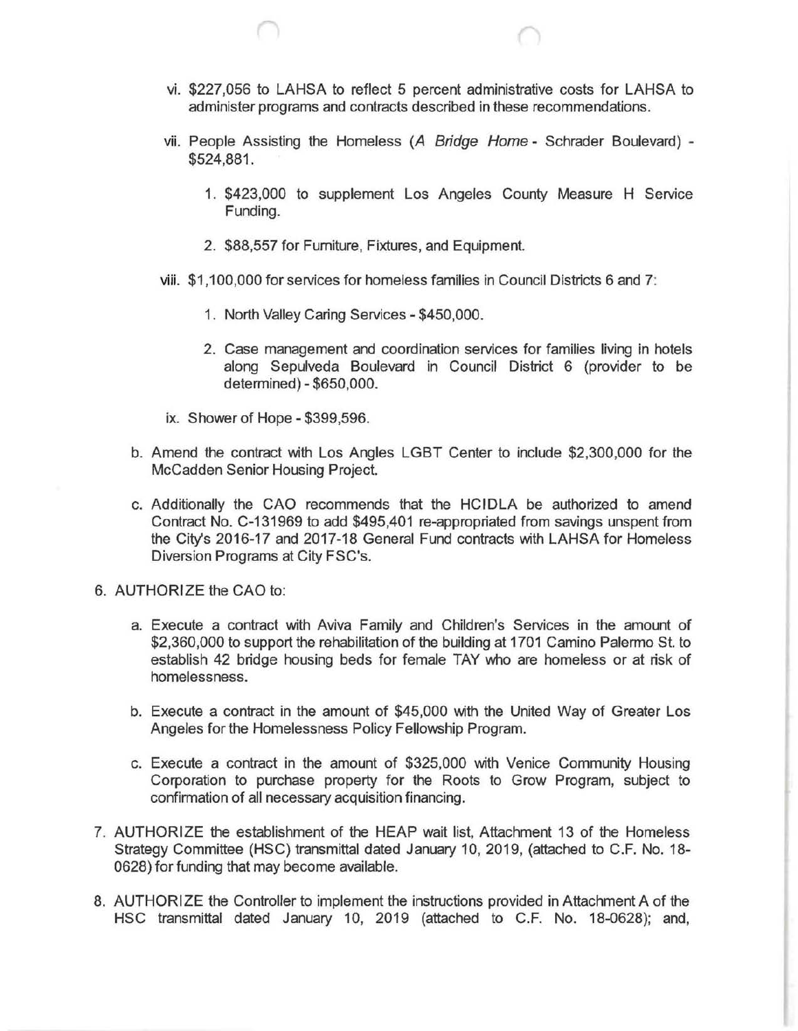vi. $227,056 to LAHSA to reflect 5 percent administrative costs for LAHSA to administer programs and contracts described in these recommendations.

vii. People Assisting the Homeless (*A Bridge Home* - Schrader Boulevard) - $524,881.

1. $423,000 to supplement Los Angeles County Measure H Service Funding.

2. $88,557 for Furniture, Fixtures, and Equipment.

viii. $1,100,000 for services for homeless families in Council Districts 6 and 7:

1. North Valley Caring Services - $450,000.

2. Case management and coordination services for families living in hotels along Sepulveda Boulevard in Council District 6 (provider to be determined) - $650,000.

ix. Shower of Hope - $399,596.

b. Amend the contract with Los Angles LGBT Center to include $2,300,000 for the McCadden Senior Housing Project.

c. Additionally the CAO recommends that the HCIDLA be authorized to amend Contract No. C-131969 to add $495,401 re-appropriated from savings unspent from the City's 2016-17 and 2017-18 General Fund contracts with LAHSA for Homeless Diversion Programs at City FSC's.

6. AUTHORIZE the CAO to:

a. Execute a contract with Aviva Family and Children's Services in the amount of $2,360,000 to support the rehabilitation of the building at 1701 Camino Palermo St. to establish 42 bridge housing beds for female TAY who are homeless or at risk of homelessness.

b. Execute a contract in the amount of $45,000 with the United Way of Greater Los Angeles for the Homelessness Policy Fellowship Program.

c. Execute a contract in the amount of $325,000 with Venice Community Housing Corporation to purchase property for the Roots to Grow Program, subject to confirmation of all necessary acquisition financing.

7. AUTHORIZE the establishment of the HEAP wait list, Attachment 13 of the Homeless Strategy Committee (HSC) transmittal dated January 10, 2019, (attached to C.F. No. 18-0628) for funding that may become available.

8. AUTHORIZE the Controller to implement the instructions provided in Attachment A of the HSC transmittal dated January 10, 2019 (attached to C.F. No. 18-0628); and,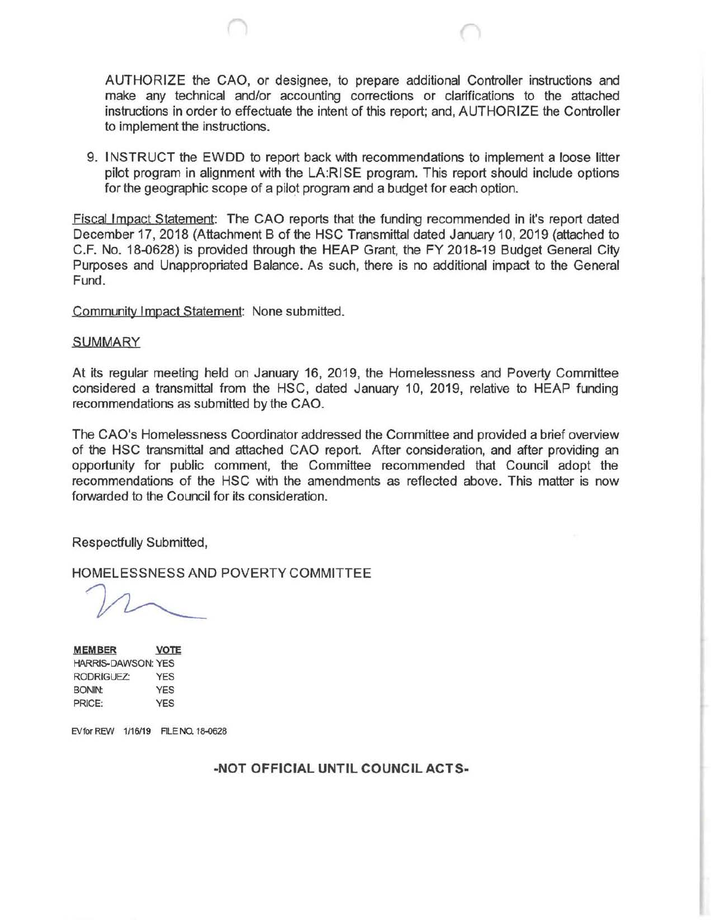AUTHORIZE the CAO, or designee, to prepare additional Controller instructions and make any technical and/or accounting corrections or clarifications to the attached instructions in order to effectuate the intent of this report; and, AUTHORIZE the Controller to implement the instructions.

9. INSTRUCT the EWDD to report back with recommendations to implement a loose litter pilot program in alignment with the LA:RISE program. This report should include options for the geographic scope of a pilot program and a budget for each option.

Fiscal Impact Statement: The CAO reports that the funding recommended in it's report dated December 17, 2018 (Attachment B of the HSC Transmittal dated January 10, 2019 (attached to C.F. No. 18-0628) is provided through the HEAP Grant, the FY 2018-19 Budget General City Purposes and Unappropriated Balance. As such, there is no additional impact to the General Fund.

Community Impact Statement: None submitted.

SUMMARY

At its regular meeting held on January 16, 2019, the Homelessness and Poverty Committee considered a transmittal from the HSC, dated January 10, 2019, relative to HEAP funding recommendations as submitted by the CAO.

The CAO's Homelessness Coordinator addressed the Committee and provided a brief overview of the HSC transmittal and attached CAO report. After consideration, and after providing an opportunity for public comment, the Committee recommended that Council adopt the recommendations of the HSC with the amendments as reflected above. This matter is now forwarded to the Council for its consideration.

Respectfully Submitted,

HOMELESSNESS AND POVERTY COMMITTEE

| MEMBER | VOTE |
|---|---|
| HARRIS-DAWSON: | YES |
| RODRIGUEZ: | YES |
| BONIN: | YES |
| PRICE: | YES |

EV for REW 1/16/19 FILE NO. 18-0628

**-NOT OFFICIAL UNTIL COUNCIL ACTS-**